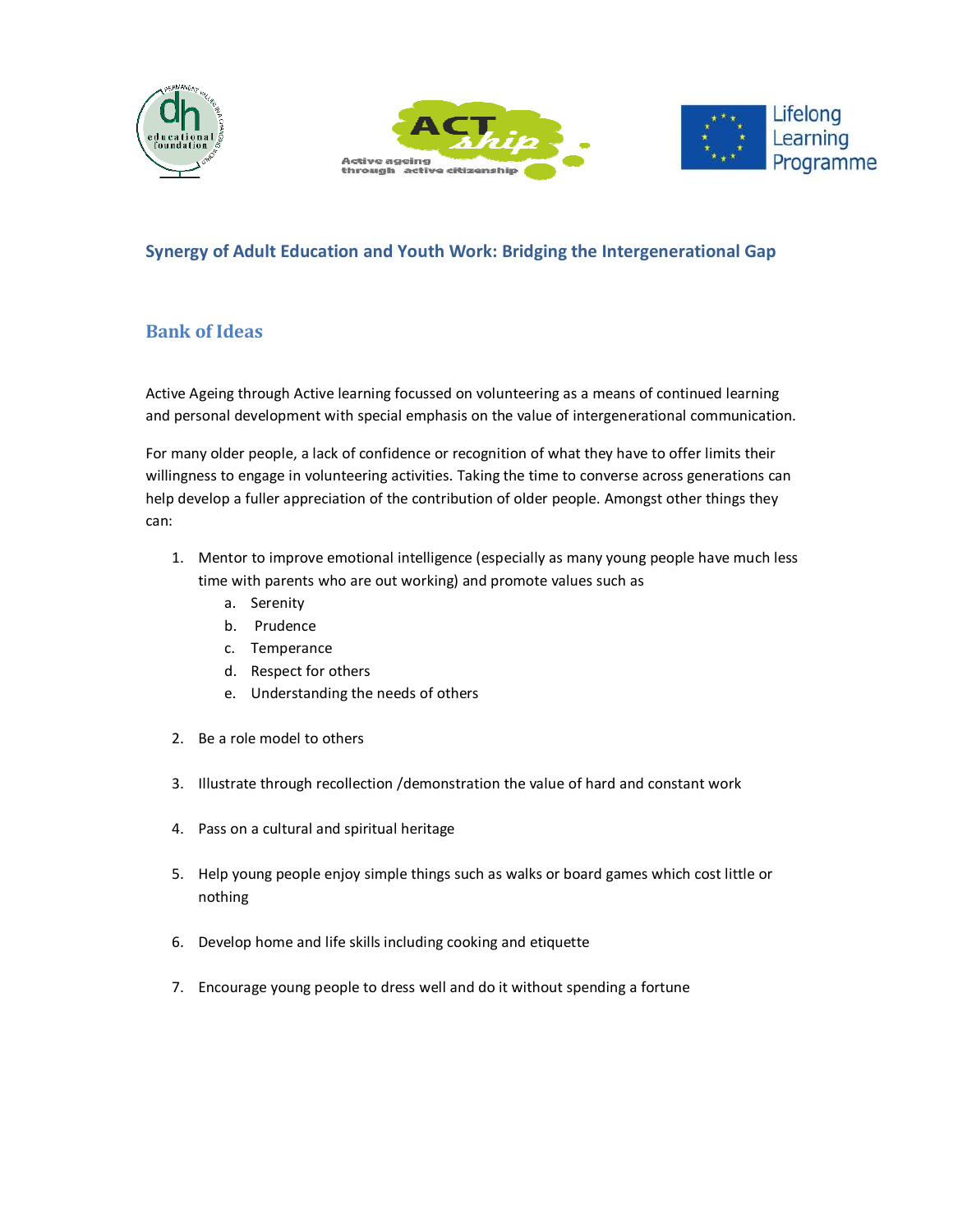## Synergy of Adult Education and Youth Work: Bridging the Intergenerational Gap

### Bank of Ideas

Active Ageing through Active learning focussed on volunteering as a means of continued learning and personal development with special emphasis on the value of intergenerational communication.

For many older people, a lack of confidence or recognition of what they have to offer limits their willingness to engage in volunteering activities. Taking the time to converse across generations can help develop a fuller appreciation of the contribution of older people. Amongst other things they can:

1. Mentor to improve emotional intelligence (especially as many young people have much less time with parents who are out working) and promote values such as
   a. Serenity
   b. Prudence
   c. Temperance
   d. Respect for others
   e. Understanding the needs of others

2. Be a role model to others

3. Illustrate through recollection /demonstration the value of hard and constant work

4. Pass on a cultural and spiritual heritage

5. Help young people enjoy simple things such as walks or board games which cost little or nothing

6. Develop home and life skills including cooking and etiquette

7. Encourage young people to dress well and do it without spending a fortune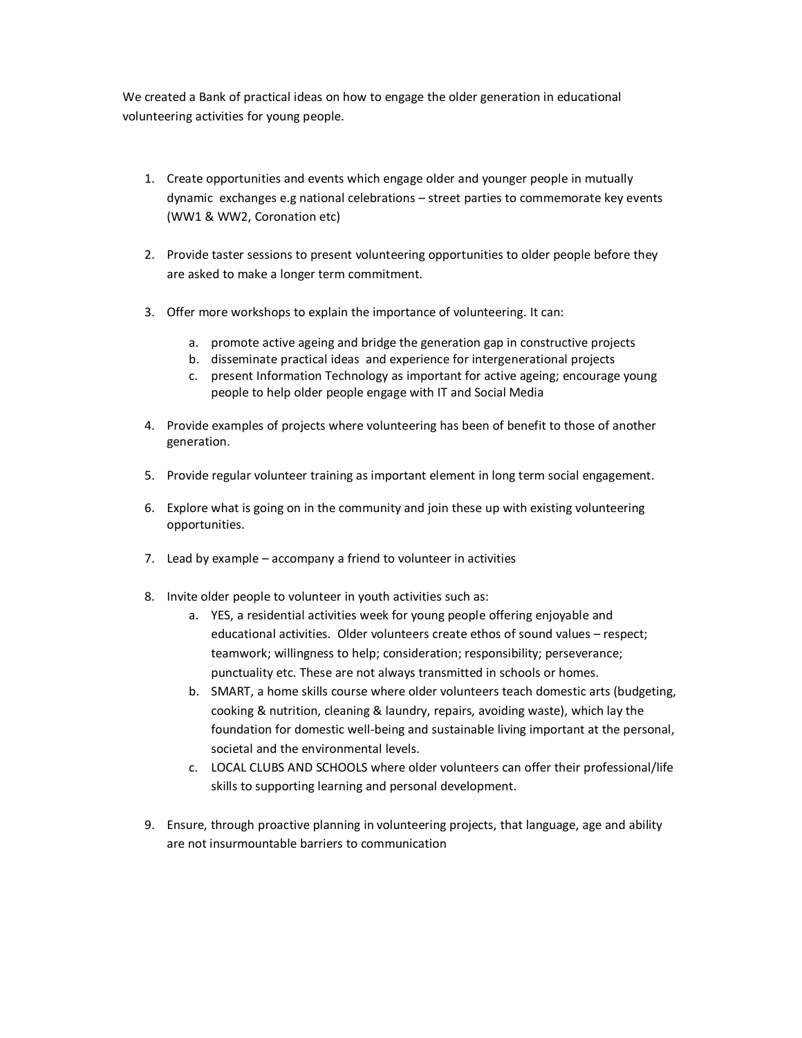We created a Bank of practical ideas on how to engage the older generation in educational volunteering activities for young people.

1. Create opportunities and events which engage older and younger people in mutually dynamic exchanges e.g national celebrations – street parties to commemorate key events (WW1 & WW2, Coronation etc)

2. Provide taster sessions to present volunteering opportunities to older people before they are asked to make a longer term commitment.

3. Offer more workshops to explain the importance of volunteering. It can:

   a. promote active ageing and bridge the generation gap in constructive projects
   b. disseminate practical ideas and experience for intergenerational projects
   c. present Information Technology as important for active ageing; encourage young people to help older people engage with IT and Social Media

4. Provide examples of projects where volunteering has been of benefit to those of another generation.

5. Provide regular volunteer training as important element in long term social engagement.

6. Explore what is going on in the community and join these up with existing volunteering opportunities.

7. Lead by example – accompany a friend to volunteer in activities

8. Invite older people to volunteer in youth activities such as:
   a. YES, a residential activities week for young people offering enjoyable and educational activities. Older volunteers create ethos of sound values – respect; teamwork; willingness to help; consideration; responsibility; perseverance; punctuality etc. These are not always transmitted in schools or homes.
   b. SMART, a home skills course where older volunteers teach domestic arts (budgeting, cooking & nutrition, cleaning & laundry, repairs, avoiding waste), which lay the foundation for domestic well-being and sustainable living important at the personal, societal and the environmental levels.
   c. LOCAL CLUBS AND SCHOOLS where older volunteers can offer their professional/life skills to supporting learning and personal development.

9. Ensure, through proactive planning in volunteering projects, that language, age and ability are not insurmountable barriers to communication